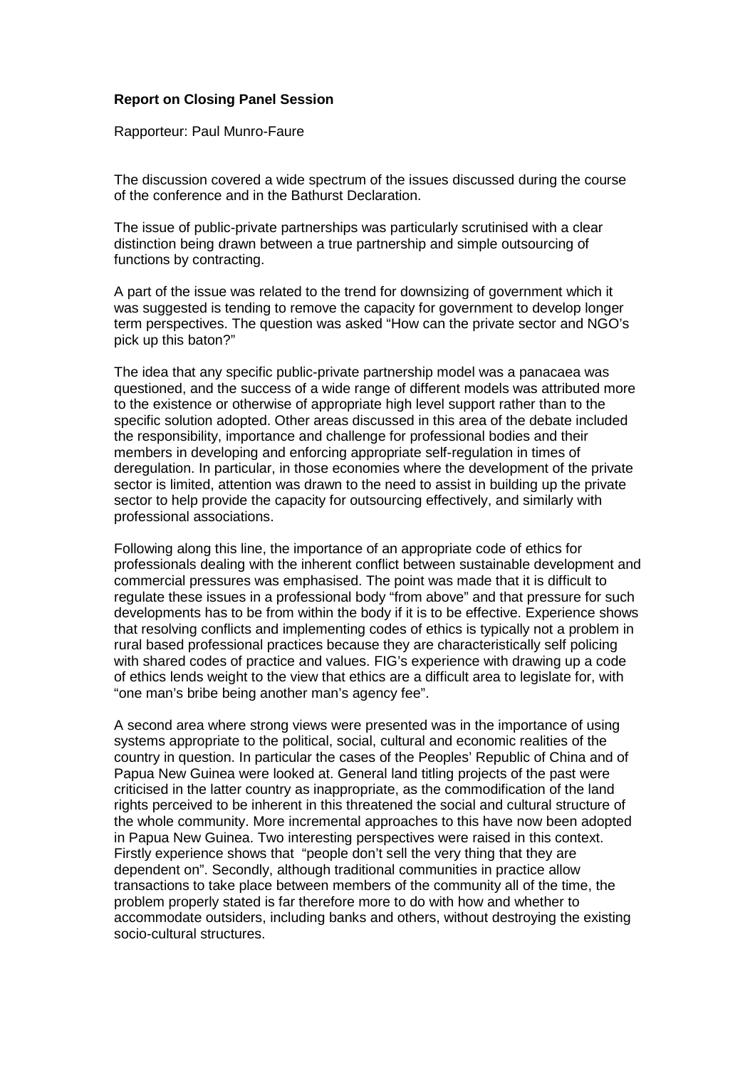**Report on Closing Panel Session**

Rapporteur: Paul Munro-Faure

The discussion covered a wide spectrum of the issues discussed during the course of the conference and in the Bathurst Declaration.

The issue of public-private partnerships was particularly scrutinised with a clear distinction being drawn between a true partnership and simple outsourcing of functions by contracting.

A part of the issue was related to the trend for downsizing of government which it was suggested is tending to remove the capacity for government to develop longer term perspectives. The question was asked "How can the private sector and NGO's pick up this baton?"

The idea that any specific public-private partnership model was a panacaea was questioned, and the success of a wide range of different models was attributed more to the existence or otherwise of appropriate high level support rather than to the specific solution adopted. Other areas discussed in this area of the debate included the responsibility, importance and challenge for professional bodies and their members in developing and enforcing appropriate self-regulation in times of deregulation. In particular, in those economies where the development of the private sector is limited, attention was drawn to the need to assist in building up the private sector to help provide the capacity for outsourcing effectively, and similarly with professional associations.

Following along this line, the importance of an appropriate code of ethics for professionals dealing with the inherent conflict between sustainable development and commercial pressures was emphasised. The point was made that it is difficult to regulate these issues in a professional body "from above" and that pressure for such developments has to be from within the body if it is to be effective. Experience shows that resolving conflicts and implementing codes of ethics is typically not a problem in rural based professional practices because they are characteristically self policing with shared codes of practice and values. FIG's experience with drawing up a code of ethics lends weight to the view that ethics are a difficult area to legislate for, with "one man's bribe being another man's agency fee".

A second area where strong views were presented was in the importance of using systems appropriate to the political, social, cultural and economic realities of the country in question. In particular the cases of the Peoples' Republic of China and of Papua New Guinea were looked at. General land titling projects of the past were criticised in the latter country as inappropriate, as the commodification of the land rights perceived to be inherent in this threatened the social and cultural structure of the whole community. More incremental approaches to this have now been adopted in Papua New Guinea. Two interesting perspectives were raised in this context. Firstly experience shows that "people don't sell the very thing that they are dependent on". Secondly, although traditional communities in practice allow transactions to take place between members of the community all of the time, the problem properly stated is far therefore more to do with how and whether to accommodate outsiders, including banks and others, without destroying the existing socio-cultural structures.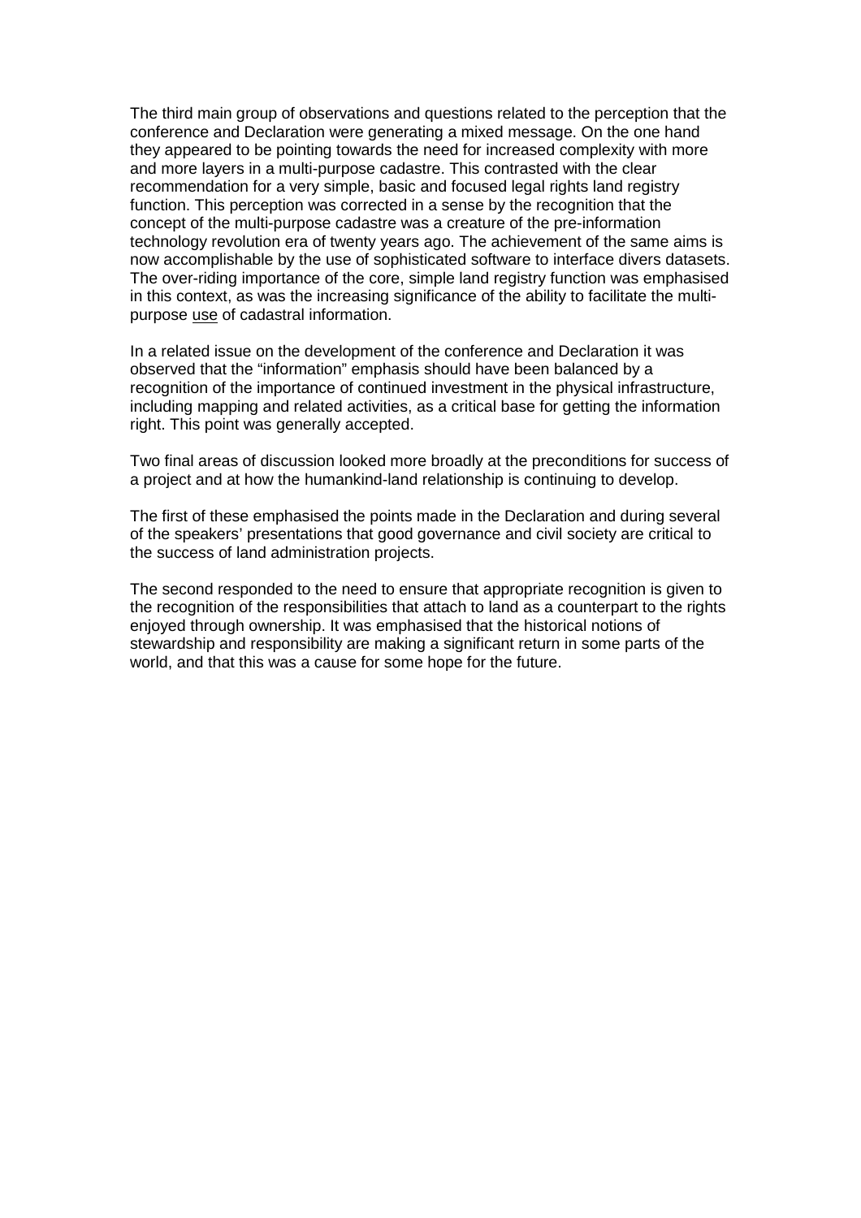The third main group of observations and questions related to the perception that the conference and Declaration were generating a mixed message. On the one hand they appeared to be pointing towards the need for increased complexity with more and more layers in a multi-purpose cadastre. This contrasted with the clear recommendation for a very simple, basic and focused legal rights land registry function. This perception was corrected in a sense by the recognition that the concept of the multi-purpose cadastre was a creature of the pre-information technology revolution era of twenty years ago. The achievement of the same aims is now accomplishable by the use of sophisticated software to interface divers datasets. The over-riding importance of the core, simple land registry function was emphasised in this context, as was the increasing significance of the ability to facilitate the multi-purpose <u>use</u> of cadastral information.

In a related issue on the development of the conference and Declaration it was observed that the "information" emphasis should have been balanced by a recognition of the importance of continued investment in the physical infrastructure, including mapping and related activities, as a critical base for getting the information right. This point was generally accepted.

Two final areas of discussion looked more broadly at the preconditions for success of a project and at how the humankind-land relationship is continuing to develop.

The first of these emphasised the points made in the Declaration and during several of the speakers' presentations that good governance and civil society are critical to the success of land administration projects.

The second responded to the need to ensure that appropriate recognition is given to the recognition of the responsibilities that attach to land as a counterpart to the rights enjoyed through ownership. It was emphasised that the historical notions of stewardship and responsibility are making a significant return in some parts of the world, and that this was a cause for some hope for the future.